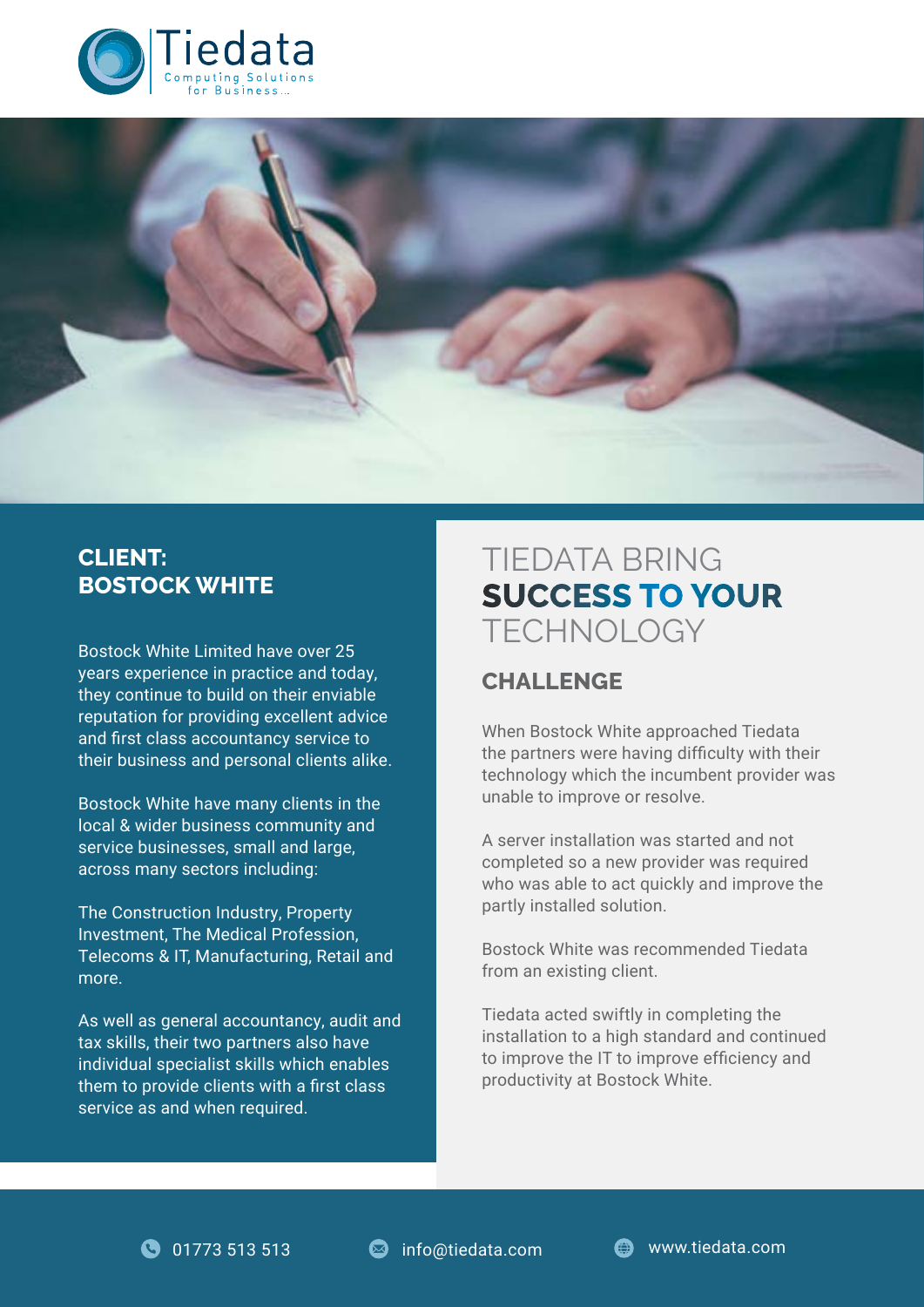Tiedata

Computing Solutions for Business...

## CLIENT: BOSTOCK WHITE

Bostock White Limited have over 25 years experience in practice and today, they continue to build on their enviable reputation for providing excellent advice and first class accountancy service to their business and personal clients alike.

Bostock White have many clients in the local & wider business community and service businesses, small and large, across many sectors including:

The Construction Industry, Property Investment, The Medical Profession, Telecoms & IT, Manufacturing, Retail and more.

As well as general accountancy, audit and tax skills, their two partners also have individual specialist skills which enables them to provide clients with a first class service as and when required.

# TIEDATA BRING **SUCCESS TO YOUR** TECHNOLOGY

## CHALLENGE

When Bostock White approached Tiedata the partners were having difficulty with their technology which the incumbent provider was unable to improve or resolve.

A server installation was started and not completed so a new provider was required who was able to act quickly and improve the partly installed solution.

Bostock White was recommended Tiedata from an existing client.

Tiedata acted swiftly in completing the installation to a high standard and continued to improve the IT to improve efficiency and productivity at Bostock White.

01773 513 513 info@tiedata.com www.tiedata.com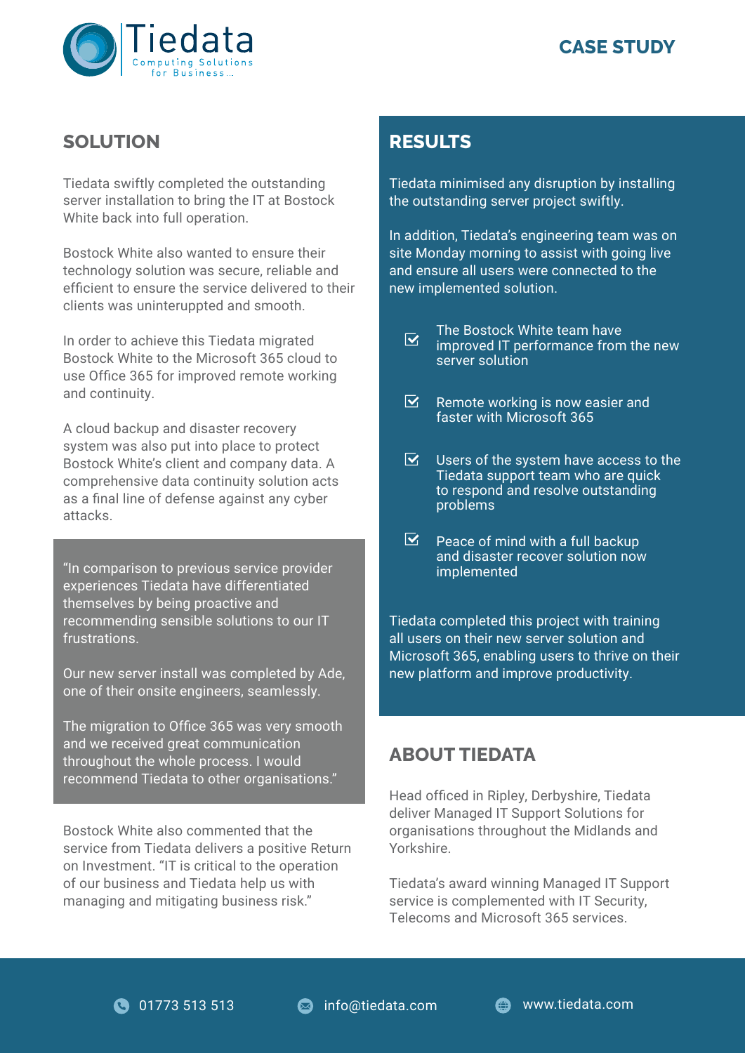Tiedata
Computing Solutions for Business...

**CASE STUDY**

## SOLUTION

Tiedata swiftly completed the outstanding server installation to bring the IT at Bostock White back into full operation.

Bostock White also wanted to ensure their technology solution was secure, reliable and efficient to ensure the service delivered to their clients was uninteruppted and smooth.

In order to achieve this Tiedata migrated Bostock White to the Microsoft 365 cloud to use Office 365 for improved remote working and continuity.

A cloud backup and disaster recovery system was also put into place to protect Bostock White's client and company data. A comprehensive data continuity solution acts as a final line of defense against any cyber attacks.

> "In comparison to previous service provider experiences Tiedata have differentiated themselves by being proactive and recommending sensible solutions to our IT frustrations.
>
> Our new server install was completed by Ade, one of their onsite engineers, seamlessly.
>
> The migration to Office 365 was very smooth and we received great communication throughout the whole process. I would recommend Tiedata to other organisations."

Bostock White also commented that the service from Tiedata delivers a positive Return on Investment. "IT is critical to the operation of our business and Tiedata help us with managing and mitigating business risk."

## RESULTS

Tiedata minimised any disruption by installing the outstanding server project swiftly.

In addition, Tiedata's engineering team was on site Monday morning to assist with going live and ensure all users were connected to the new implemented solution.

- ☑ The Bostock White team have improved IT performance from the new server solution
- ☑ Remote working is now easier and faster with Microsoft 365
- ☑ Users of the system have access to the Tiedata support team who are quick to respond and resolve outstanding problems
- ☑ Peace of mind with a full backup and disaster recover solution now implemented

Tiedata completed this project with training all users on their new server solution and Microsoft 365, enabling users to thrive on their new platform and improve productivity.

## ABOUT TIEDATA

Head officed in Ripley, Derbyshire, Tiedata deliver Managed IT Support Solutions for organisations throughout the Midlands and Yorkshire.

Tiedata's award winning Managed IT Support service is complemented with IT Security, Telecoms and Microsoft 365 services.

01773 513 513 | info@tiedata.com | www.tiedata.com